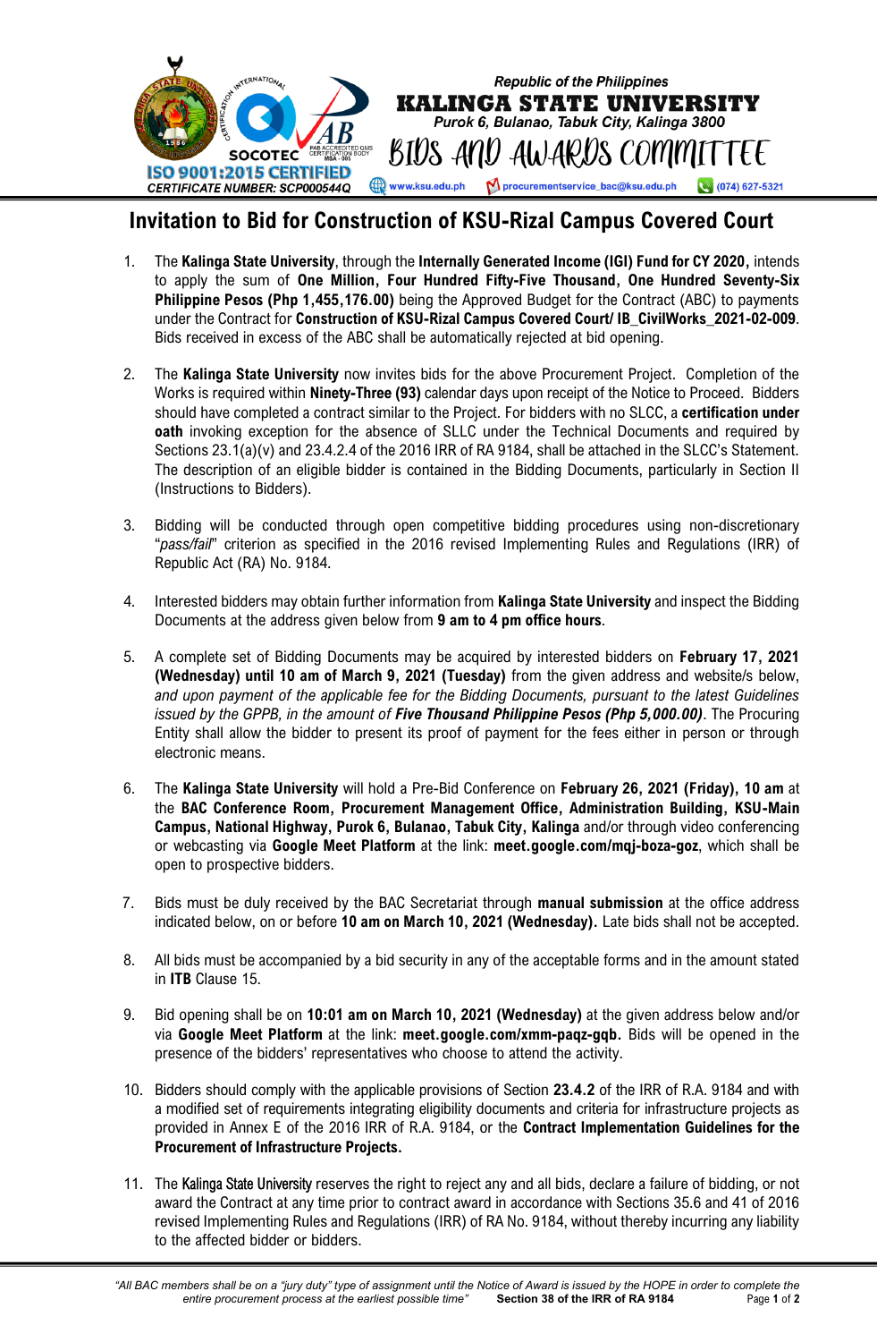Republic of the Philippines
**KALINGA STATE UNIVERSITY**
*Purok 6, Bulanao, Tabuk City, Kalinga 3800*
BIDS AND AWARDS COMMITTEE

ISO 9001:2015 CERTIFIED
CERTIFICATE NUMBER: SCP000544Q

www.ksu.edu.ph | procurementservice_bac@ksu.edu.ph | (074) 627-5321

# Invitation to Bid for Construction of KSU-Rizal Campus Covered Court

1. The **Kalinga State University**, through the **Internally Generated Income (IGI) Fund for CY 2020,** intends to apply the sum of **One Million, Four Hundred Fifty-Five Thousand, One Hundred Seventy-Six Philippine Pesos (Php 1,455,176.00)** being the Approved Budget for the Contract (ABC) to payments under the Contract for **Construction of KSU-Rizal Campus Covered Court/ IB_CivilWorks_2021-02-009**. Bids received in excess of the ABC shall be automatically rejected at bid opening.

2. The **Kalinga State University** now invites bids for the above Procurement Project. Completion of the Works is required within **Ninety-Three (93)** calendar days upon receipt of the Notice to Proceed. Bidders should have completed a contract similar to the Project. For bidders with no SLCC, a **certification under oath** invoking exception for the absence of SLLC under the Technical Documents and required by Sections 23.1(a)(v) and 23.4.2.4 of the 2016 IRR of RA 9184, shall be attached in the SLCC's Statement. The description of an eligible bidder is contained in the Bidding Documents, particularly in Section II (Instructions to Bidders).

3. Bidding will be conducted through open competitive bidding procedures using non-discretionary "*pass/fail*" criterion as specified in the 2016 revised Implementing Rules and Regulations (IRR) of Republic Act (RA) No. 9184.

4. Interested bidders may obtain further information from **Kalinga State University** and inspect the Bidding Documents at the address given below from **9 am to 4 pm office hours**.

5. A complete set of Bidding Documents may be acquired by interested bidders on **February 17, 2021 (Wednesday) until 10 am of March 9, 2021 (Tuesday)** from the given address and website/s below, *and upon payment of the applicable fee for the Bidding Documents, pursuant to the latest Guidelines issued by the GPPB, in the amount of **Five Thousand Philippine Pesos (Php 5,000.00)***. The Procuring Entity shall allow the bidder to present its proof of payment for the fees either in person or through electronic means.

6. The **Kalinga State University** will hold a Pre-Bid Conference on **February 26, 2021 (Friday), 10 am** at the **BAC Conference Room, Procurement Management Office, Administration Building, KSU-Main Campus, National Highway, Purok 6, Bulanao, Tabuk City, Kalinga** and/or through video conferencing or webcasting via **Google Meet Platform** at the link: **meet.google.com/mqj-boza-goz**, which shall be open to prospective bidders.

7. Bids must be duly received by the BAC Secretariat through **manual submission** at the office address indicated below, on or before **10 am on March 10, 2021 (Wednesday).** Late bids shall not be accepted.

8. All bids must be accompanied by a bid security in any of the acceptable forms and in the amount stated in **ITB** Clause 15.

9. Bid opening shall be on **10:01 am on March 10, 2021 (Wednesday)** at the given address below and/or via **Google Meet Platform** at the link: **meet.google.com/xmm-paqz-gqb.** Bids will be opened in the presence of the bidders' representatives who choose to attend the activity.

10. Bidders should comply with the applicable provisions of Section **23.4.2** of the IRR of R.A. 9184 and with a modified set of requirements integrating eligibility documents and criteria for infrastructure projects as provided in Annex E of the 2016 IRR of R.A. 9184, or the **Contract Implementation Guidelines for the Procurement of Infrastructure Projects.**

11. The Kalinga State University reserves the right to reject any and all bids, declare a failure of bidding, or not award the Contract at any time prior to contract award in accordance with Sections 35.6 and 41 of 2016 revised Implementing Rules and Regulations (IRR) of RA No. 9184, without thereby incurring any liability to the affected bidder or bidders.

*"All BAC members shall be on a "jury duty" type of assignment until the Notice of Award is issued by the HOPE in order to complete the entire procurement process at the earliest possible time"* **Section 38 of the IRR of RA 9184**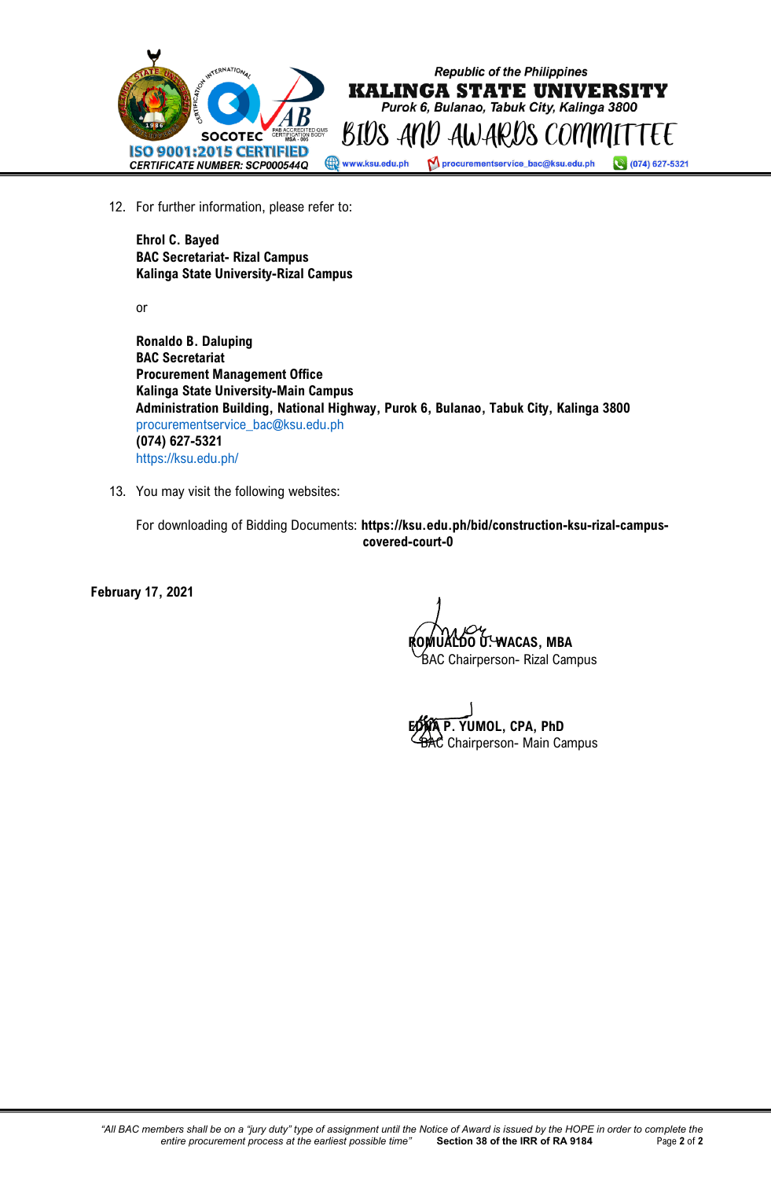12. For further information, please refer to:

    **Ehrol C. Bayed**
    **BAC Secretariat- Rizal Campus**
    **Kalinga State University-Rizal Campus**

    or

    **Ronaldo B. Daluping**
    **BAC Secretariat**
    **Procurement Management Office**
    **Kalinga State University-Main Campus**
    **Administration Building, National Highway, Purok 6, Bulanao, Tabuk City, Kalinga 3800**
    procurementservice_bac@ksu.edu.ph
    **(074) 627-5321**
    https://ksu.edu.ph/

13. You may visit the following websites:

    For downloading of Bidding Documents: **https://ksu.edu.ph/bid/construction-ksu-rizal-campus-covered-court-0**

**February 17, 2021**

**ROMUALDO U. WACAS, MBA**
BAC Chairperson- Rizal Campus

**EDNA P. YUMOL, CPA, PhD**
BAC Chairperson- Main Campus

*"All BAC members shall be on a "jury duty" type of assignment until the Notice of Award is issued by the HOPE in order to complete the entire procurement process at the earliest possible time"* **Section 38 of the IRR of RA 9184**